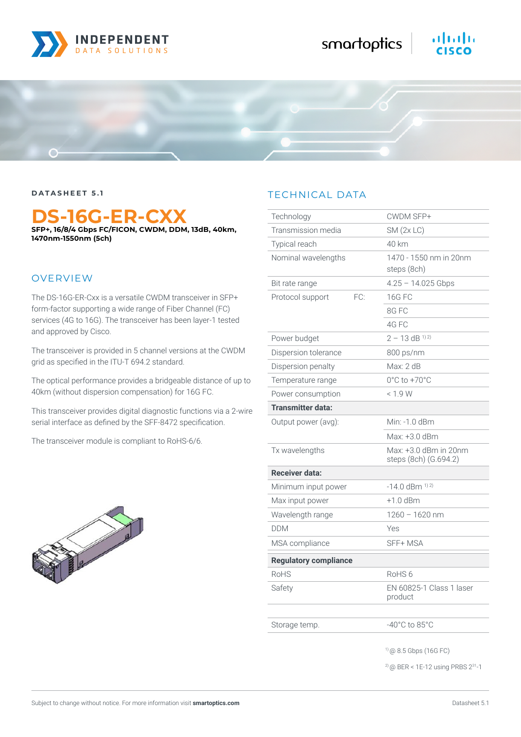DATASHEET 5.1

# DS-16G-ER-CXX

**SFP+, 16/8/4 Gbps FC/FICON, CWDM, DDM, 13dB, 40km, 1470nm-1550nm (5ch)**

## OVERVIEW

The DS-16G-ER-Cxx is a versatile CWDM transceiver in SFP+ form-factor supporting a wide range of Fiber Channel (FC) services (4G to 16G). The transceiver has been layer-1 tested and approved by Cisco.

The transceiver is provided in 5 channel versions at the CWDM grid as specified in the ITU-T 694.2 standard.

The optical performance provides a bridgeable distance of up to 40km (without dispersion compensation) for 16G FC.

This transceiver provides digital diagnostic functions via a 2-wire serial interface as defined by the SFF-8472 specification.

The transceiver module is compliant to RoHS-6/6.

## TECHNICAL DATA

| | | |
|---|---|---|
| Technology | | CWDM SFP+ |
| Transmission media | | SM (2x LC) |
| Typical reach | | 40 km |
| Nominal wavelengths | | 1470 - 1550 nm in 20nm steps (8ch) |
| Bit rate range | | 4.25 – 14.025 Gbps |
| Protocol support | FC: | 16G FC |
| | | 8G FC |
| | | 4G FC |
| Power budget | | 2 – 13 dB [1)2)] |
| Dispersion tolerance | | 800 ps/nm |
| Dispersion penalty | | Max: 2 dB |
| Temperature range | | 0°C to +70°C |
| Power consumption | | < 1.9 W |
| **Transmitter data:** | | |
| Output power (avg): | | Min: -1.0 dBm |
| | | Max: +3.0 dBm |
| Tx wavelengths | | Max: +3.0 dBm in 20nm steps (8ch) (G.694.2) |
| **Receiver data:** | | |
| Minimum input power | | -14.0 dBm [1)2)] |
| Max input power | | +1.0 dBm |
| Wavelength range | | 1260 – 1620 nm |
| DDM | | Yes |
| MSA compliance | | SFF+ MSA |
| **Regulatory compliance** | | |
| RoHS | | RoHS 6 |
| Safety | | EN 60825-1 Class 1 laser product |
| | | |
| Storage temp. | | -40°C to 85°C |

1) @ 8.5 Gbps (16G FC)

2) @ BER < 1E-12 using PRBS $2^{31}$-1

Subject to change without notice. For more information visit **smartoptics.com**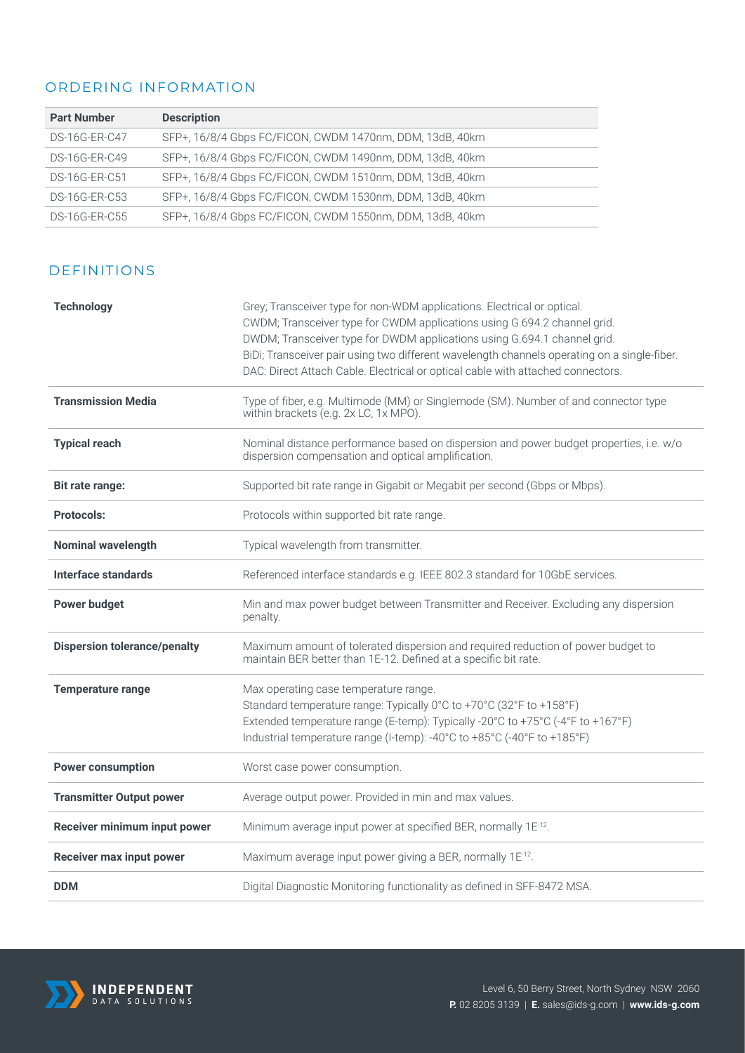## ORDERING INFORMATION

| Part Number | Description |
|---|---|
| DS-16G-ER-C47 | SFP+, 16/8/4 Gbps FC/FICON, CWDM 1470nm, DDM, 13dB, 40km |
| DS-16G-ER-C49 | SFP+, 16/8/4 Gbps FC/FICON, CWDM 1490nm, DDM, 13dB, 40km |
| DS-16G-ER-C51 | SFP+, 16/8/4 Gbps FC/FICON, CWDM 1510nm, DDM, 13dB, 40km |
| DS-16G-ER-C53 | SFP+, 16/8/4 Gbps FC/FICON, CWDM 1530nm, DDM, 13dB, 40km |
| DS-16G-ER-C55 | SFP+, 16/8/4 Gbps FC/FICON, CWDM 1550nm, DDM, 13dB, 40km |

## DEFINITIONS

| | |
|---|---|
| **Technology** | Grey; Transceiver type for non-WDM applications. Electrical or optical.<br>CWDM; Transceiver type for CWDM applications using G.694.2 channel grid.<br>DWDM; Transceiver type for DWDM applications using G.694.1 channel grid.<br>BiDi; Transceiver pair using two different wavelength channels operating on a single-fiber.<br>DAC: Direct Attach Cable. Electrical or optical cable with attached connectors. |
| **Transmission Media** | Type of fiber, e.g. Multimode (MM) or Singlemode (SM). Number of and connector type within brackets (e.g. 2x LC, 1x MPO). |
| **Typical reach** | Nominal distance performance based on dispersion and power budget properties, i.e. w/o dispersion compensation and optical amplification. |
| **Bit rate range:** | Supported bit rate range in Gigabit or Megabit per second (Gbps or Mbps). |
| **Protocols:** | Protocols within supported bit rate range. |
| **Nominal wavelength** | Typical wavelength from transmitter. |
| **Interface standards** | Referenced interface standards e.g. IEEE 802.3 standard for 10GbE services. |
| **Power budget** | Min and max power budget between Transmitter and Receiver. Excluding any dispersion penalty. |
| **Dispersion tolerance/penalty** | Maximum amount of tolerated dispersion and required reduction of power budget to maintain BER better than 1E-12. Defined at a specific bit rate. |
| **Temperature range** | Max operating case temperature range.<br>Standard temperature range: Typically 0°C to +70°C (32°F to +158°F)<br>Extended temperature range (E-temp): Typically -20°C to +75°C (-4°F to +167°F)<br>Industrial temperature range (I-temp): -40°C to +85°C (-40°F to +185°F) |
| **Power consumption** | Worst case power consumption. |
| **Transmitter Output power** | Average output power. Provided in min and max values. |
| **Receiver minimum input power** | Minimum average input power at specified BER, normally $1E^{-12}$. |
| **Receiver max input power** | Maximum average input power giving a BER, normally $1E^{-12}$. |
| **DDM** | Digital Diagnostic Monitoring functionality as defined in SFF-8472 MSA. |

INDEPENDENT DATA SOLUTIONS

Level 6, 50 Berry Street, North Sydney NSW 2060
**P.** 02 8205 3139 | **E.** sales@ids-g.com | **www.ids-g.com**